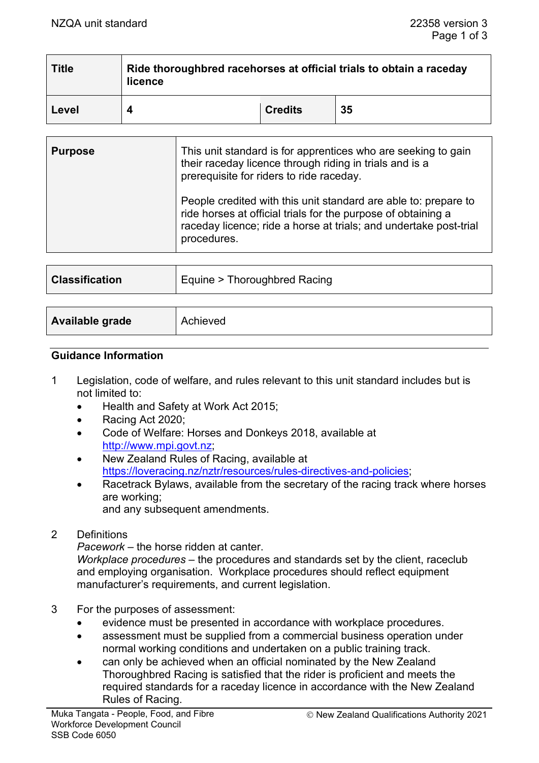| Title | Ride thoroughbred racehorses at official trials to obtain a raceday licence | | |
|---|---|---|---|
| **Level** | **4** | **Credits** | **35** |

| Purpose | This unit standard is for apprentices who are seeking to gain their raceday licence through riding in trials and is a prerequisite for riders to ride raceday.<br><br>People credited with this unit standard are able to: prepare to ride horses at official trials for the purpose of obtaining a raceday licence; ride a horse at trials; and undertake post-trial procedures. |
|---|---|

| Classification | Equine > Thoroughbred Racing |
|---|---|

| Available grade | Achieved |
|---|---|

## Guidance Information

1 Legislation, code of welfare, and rules relevant to this unit standard includes but is not limited to:
- Health and Safety at Work Act 2015;
- Racing Act 2020;
- Code of Welfare: Horses and Donkeys 2018, available at http://www.mpi.govt.nz;
- New Zealand Rules of Racing, available at https://loveracing.nz/nztr/resources/rules-directives-and-policies;
- Racetrack Bylaws, available from the secretary of the racing track where horses are working;
  and any subsequent amendments.

2 Definitions

*Pacework* – the horse ridden at canter.

*Workplace procedures* – the procedures and standards set by the client, raceclub and employing organisation. Workplace procedures should reflect equipment manufacturer's requirements, and current legislation.

3 For the purposes of assessment:
- evidence must be presented in accordance with workplace procedures.
- assessment must be supplied from a commercial business operation under normal working conditions and undertaken on a public training track.
- can only be achieved when an official nominated by the New Zealand Thoroughbred Racing is satisfied that the rider is proficient and meets the required standards for a raceday licence in accordance with the New Zealand Rules of Racing.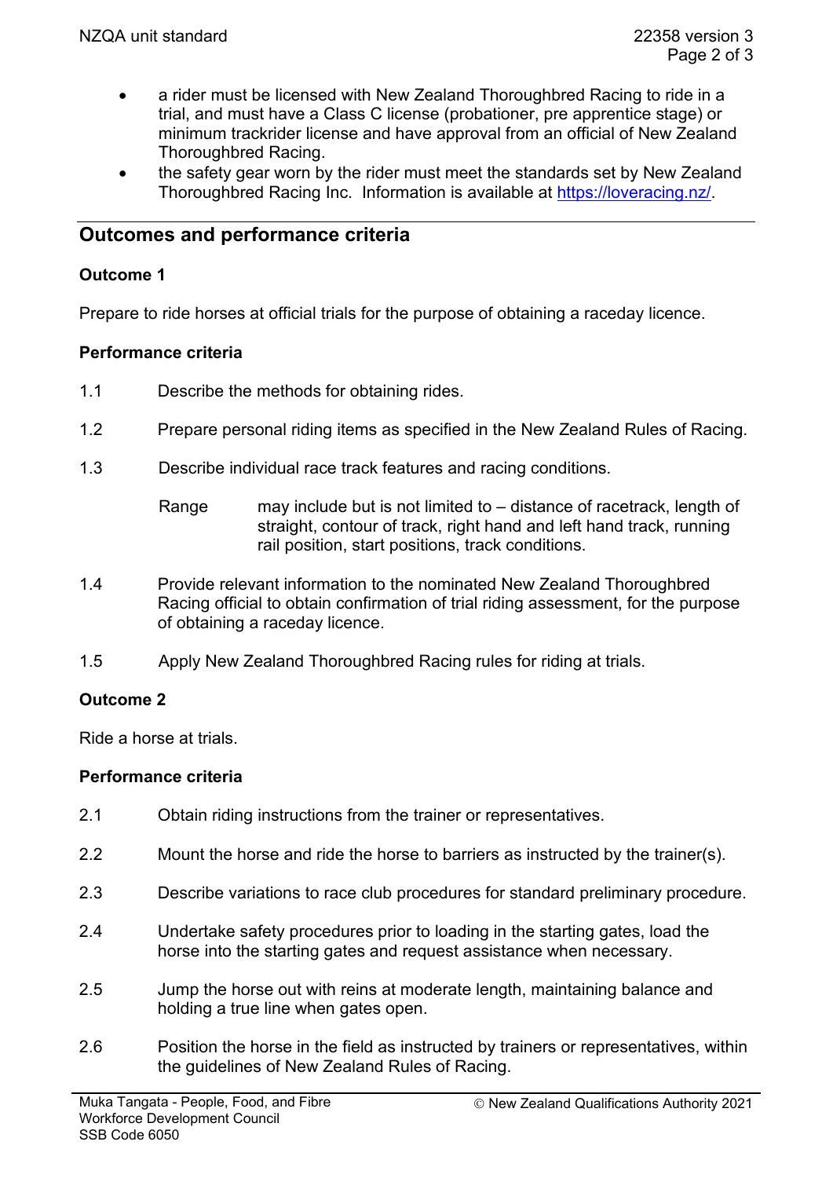- a rider must be licensed with New Zealand Thoroughbred Racing to ride in a trial, and must have a Class C license (probationer, pre apprentice stage) or minimum trackrider license and have approval from an official of New Zealand Thoroughbred Racing.
- the safety gear worn by the rider must meet the standards set by New Zealand Thoroughbred Racing Inc. Information is available at https://loveracing.nz/.

## Outcomes and performance criteria

### Outcome 1

Prepare to ride horses at official trials for the purpose of obtaining a raceday licence.

#### Performance criteria

1.1 Describe the methods for obtaining rides.

1.2 Prepare personal riding items as specified in the New Zealand Rules of Racing.

1.3 Describe individual race track features and racing conditions.

Range: may include but is not limited to – distance of racetrack, length of straight, contour of track, right hand and left hand track, running rail position, start positions, track conditions.

1.4 Provide relevant information to the nominated New Zealand Thoroughbred Racing official to obtain confirmation of trial riding assessment, for the purpose of obtaining a raceday licence.

1.5 Apply New Zealand Thoroughbred Racing rules for riding at trials.

### Outcome 2

Ride a horse at trials.

#### Performance criteria

2.1 Obtain riding instructions from the trainer or representatives.

2.2 Mount the horse and ride the horse to barriers as instructed by the trainer(s).

2.3 Describe variations to race club procedures for standard preliminary procedure.

2.4 Undertake safety procedures prior to loading in the starting gates, load the horse into the starting gates and request assistance when necessary.

2.5 Jump the horse out with reins at moderate length, maintaining balance and holding a true line when gates open.

2.6 Position the horse in the field as instructed by trainers or representatives, within the guidelines of New Zealand Rules of Racing.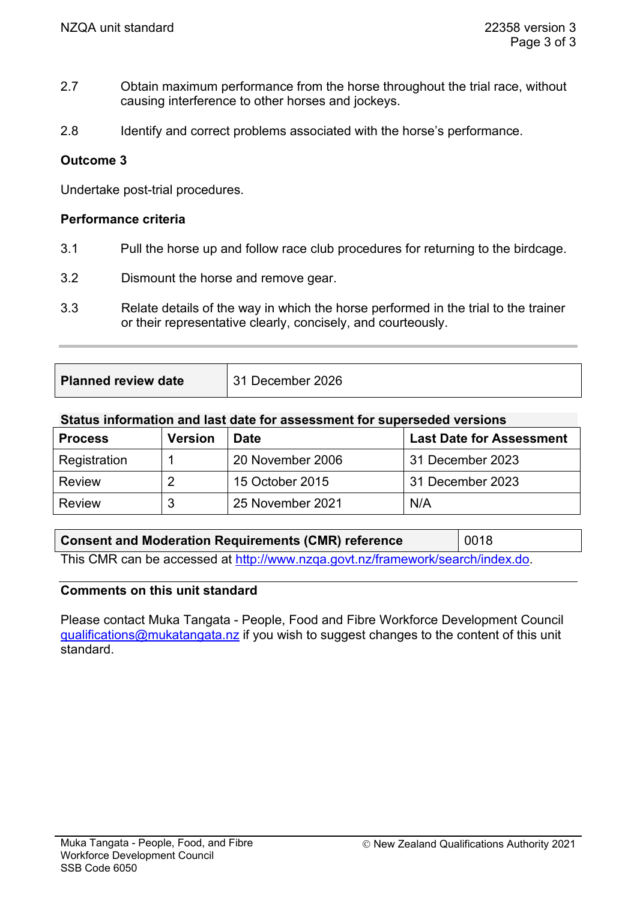2.7 Obtain maximum performance from the horse throughout the trial race, without causing interference to other horses and jockeys.

2.8 Identify and correct problems associated with the horse's performance.

**Outcome 3**

Undertake post-trial procedures.

**Performance criteria**

3.1 Pull the horse up and follow race club procedures for returning to the birdcage.

3.2 Dismount the horse and remove gear.

3.3 Relate details of the way in which the horse performed in the trial to the trainer or their representative clearly, concisely, and courteously.

---

| | |
|---|---|
| **Planned review date** | 31 December 2026 |

**Status information and last date for assessment for superseded versions**

| **Process** | **Version** | **Date** | **Last Date for Assessment** |
|---|---|---|---|
| Registration | 1 | 20 November 2006 | 31 December 2023 |
| Review | 2 | 15 October 2015 | 31 December 2023 |
| Review | 3 | 25 November 2021 | N/A |

| | |
|---|---|
| **Consent and Moderation Requirements (CMR) reference** | 0018 |

This CMR can be accessed at http://www.nzqa.govt.nz/framework/search/index.do.

**Comments on this unit standard**

Please contact Muka Tangata - People, Food and Fibre Workforce Development Council qualifications@mukatangata.nz if you wish to suggest changes to the content of this unit standard.